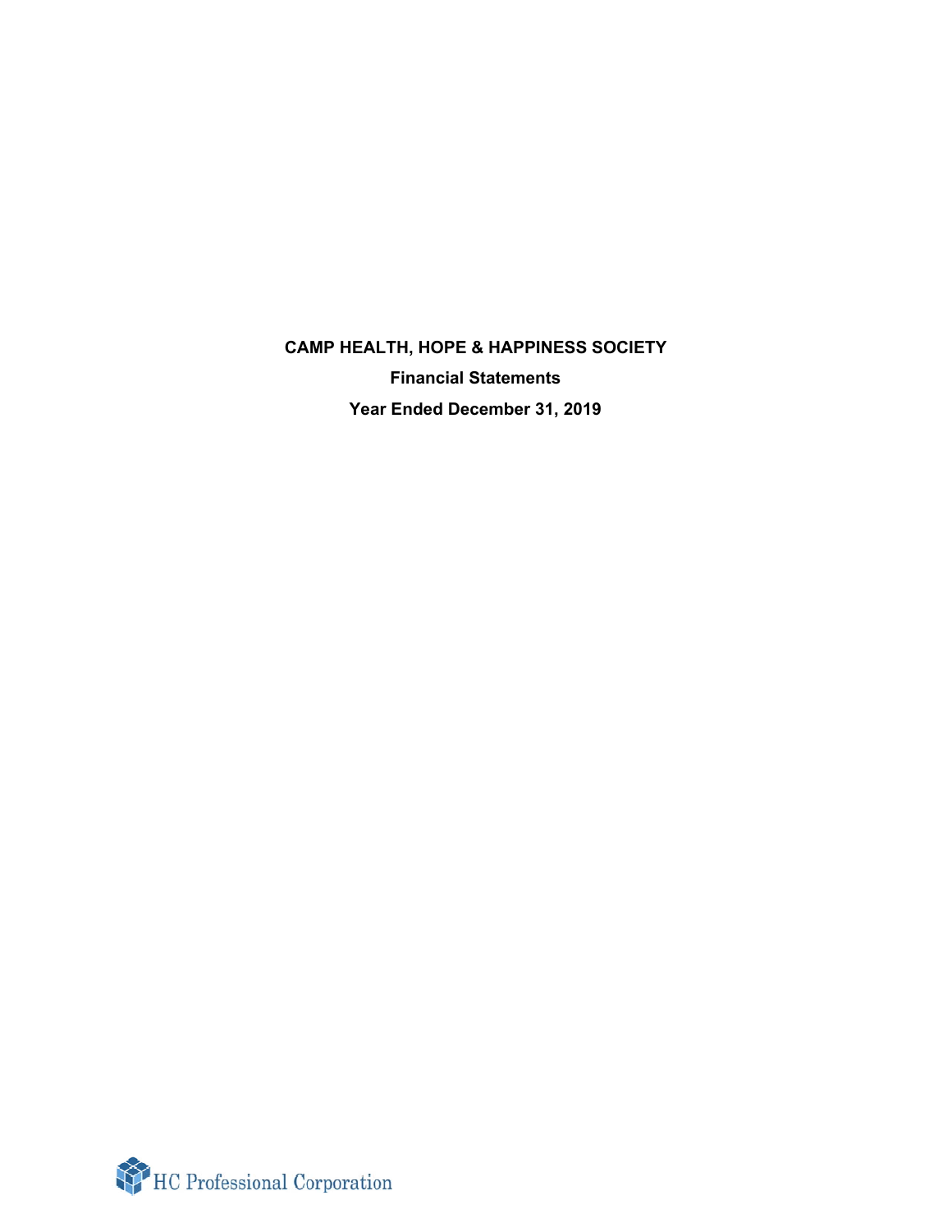# CAMP HEALTH, HOPE & HAPPINESS SOCIETY

**Financial Statements**

**Year Ended December 31, 2019**

HC Professional Corporation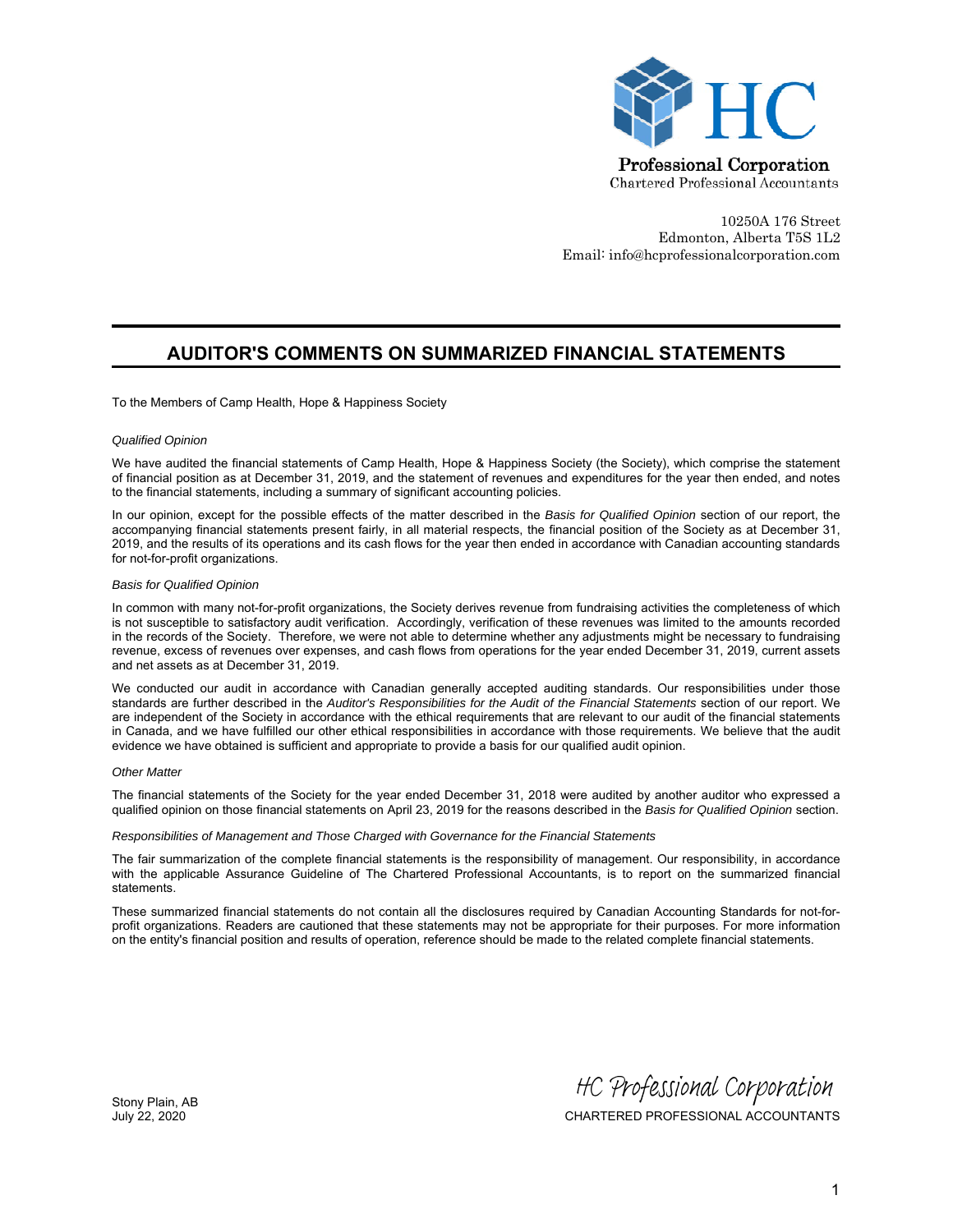HC

Professional Corporation
Chartered Professional Accountants

10250A 176 Street
Edmonton, Alberta T5S 1L2
Email: info@hcprofessionalcorporation.com

# AUDITOR'S COMMENTS ON SUMMARIZED FINANCIAL STATEMENTS

To the Members of Camp Health, Hope & Happiness Society

*Qualified Opinion*

We have audited the financial statements of Camp Health, Hope & Happiness Society (the Society), which comprise the statement of financial position as at December 31, 2019, and the statement of revenues and expenditures for the year then ended, and notes to the financial statements, including a summary of significant accounting policies.

In our opinion, except for the possible effects of the matter described in the *Basis for Qualified Opinion* section of our report, the accompanying financial statements present fairly, in all material respects, the financial position of the Society as at December 31, 2019, and the results of its operations and its cash flows for the year then ended in accordance with Canadian accounting standards for not-for-profit organizations.

*Basis for Qualified Opinion*

In common with many not-for-profit organizations, the Society derives revenue from fundraising activities the completeness of which is not susceptible to satisfactory audit verification. Accordingly, verification of these revenues was limited to the amounts recorded in the records of the Society. Therefore, we were not able to determine whether any adjustments might be necessary to fundraising revenue, excess of revenues over expenses, and cash flows from operations for the year ended December 31, 2019, current assets and net assets as at December 31, 2019.

We conducted our audit in accordance with Canadian generally accepted auditing standards. Our responsibilities under those standards are further described in the *Auditor's Responsibilities for the Audit of the Financial Statements* section of our report. We are independent of the Society in accordance with the ethical requirements that are relevant to our audit of the financial statements in Canada, and we have fulfilled our other ethical responsibilities in accordance with those requirements. We believe that the audit evidence we have obtained is sufficient and appropriate to provide a basis for our qualified audit opinion.

*Other Matter*

The financial statements of the Society for the year ended December 31, 2018 were audited by another auditor who expressed a qualified opinion on those financial statements on April 23, 2019 for the reasons described in the *Basis for Qualified Opinion* section.

*Responsibilities of Management and Those Charged with Governance for the Financial Statements*

The fair summarization of the complete financial statements is the responsibility of management. Our responsibility, in accordance with the applicable Assurance Guideline of The Chartered Professional Accountants, is to report on the summarized financial statements.

These summarized financial statements do not contain all the disclosures required by Canadian Accounting Standards for not-for-profit organizations. Readers are cautioned that these statements may not be appropriate for their purposes. For more information on the entity's financial position and results of operation, reference should be made to the related complete financial statements.

Stony Plain, AB
July 22, 2020

*HC Professional Corporation*
CHARTERED PROFESSIONAL ACCOUNTANTS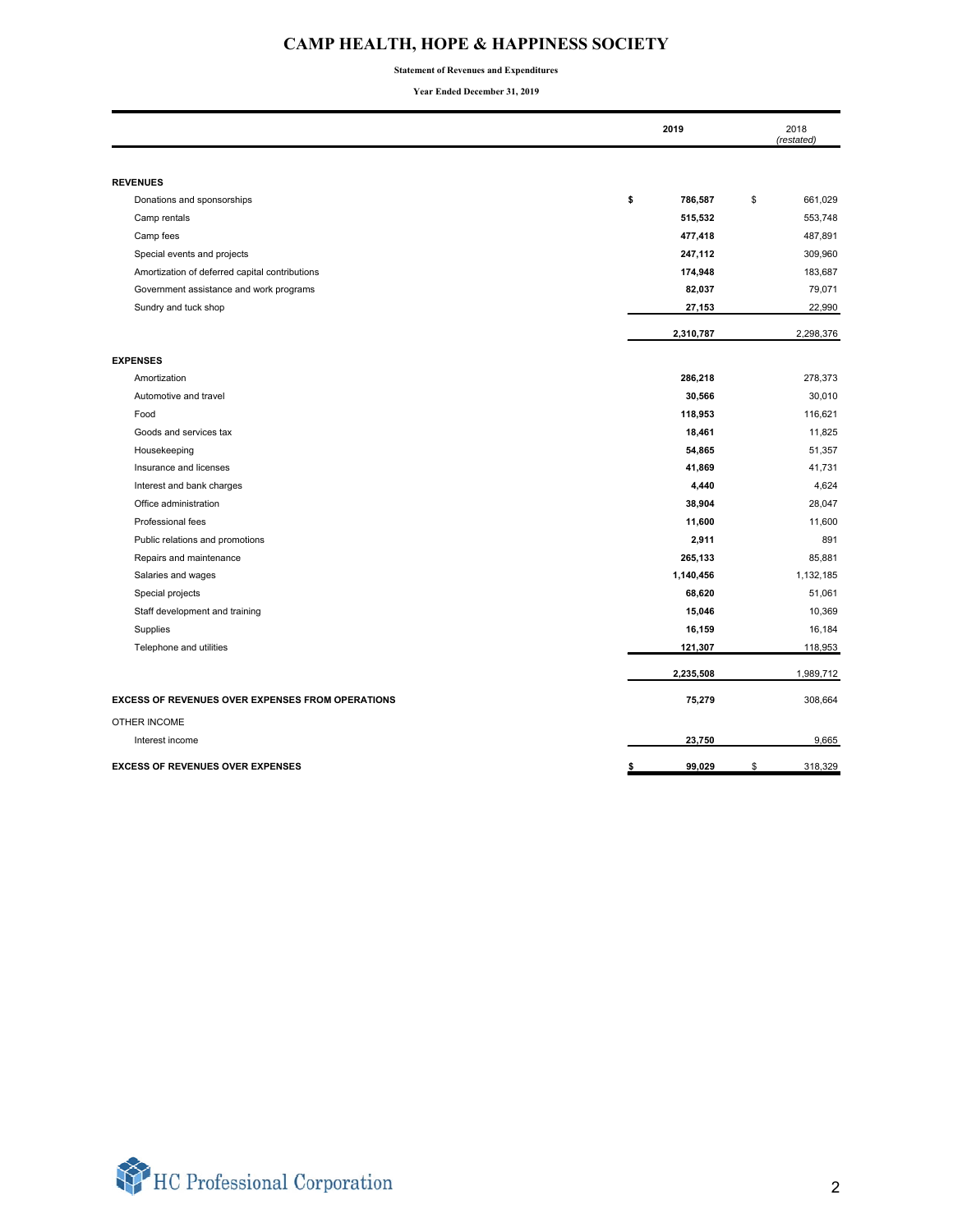# CAMP HEALTH, HOPE & HAPPINESS SOCIETY

**Statement of Revenues and Expenditures**

**Year Ended December 31, 2019**

| | 2019 | 2018 *(restated)* |
|---|---|---|
| **REVENUES** | | |
| Donations and sponsorships | **$ 786,587** | $ 661,029 |
| Camp rentals | **515,532** | 553,748 |
| Camp fees | **477,418** | 487,891 |
| Special events and projects | **247,112** | 309,960 |
| Amortization of deferred capital contributions | **174,948** | 183,687 |
| Government assistance and work programs | **82,037** | 79,071 |
| Sundry and tuck shop | **27,153** | 22,990 |
| | **2,310,787** | 2,298,376 |
| **EXPENSES** | | |
| Amortization | **286,218** | 278,373 |
| Automotive and travel | **30,566** | 30,010 |
| Food | **118,953** | 116,621 |
| Goods and services tax | **18,461** | 11,825 |
| Housekeeping | **54,865** | 51,357 |
| Insurance and licenses | **41,869** | 41,731 |
| Interest and bank charges | **4,440** | 4,624 |
| Office administration | **38,904** | 28,047 |
| Professional fees | **11,600** | 11,600 |
| Public relations and promotions | **2,911** | 891 |
| Repairs and maintenance | **265,133** | 85,881 |
| Salaries and wages | **1,140,456** | 1,132,185 |
| Special projects | **68,620** | 51,061 |
| Staff development and training | **15,046** | 10,369 |
| Supplies | **16,159** | 16,184 |
| Telephone and utilities | **121,307** | 118,953 |
| | **2,235,508** | 1,989,712 |
| **EXCESS OF REVENUES OVER EXPENSES FROM OPERATIONS** | **75,279** | 308,664 |
| OTHER INCOME | | |
| Interest income | **23,750** | 9,665 |
| **EXCESS OF REVENUES OVER EXPENSES** | **$ 99,029** | $ 318,329 |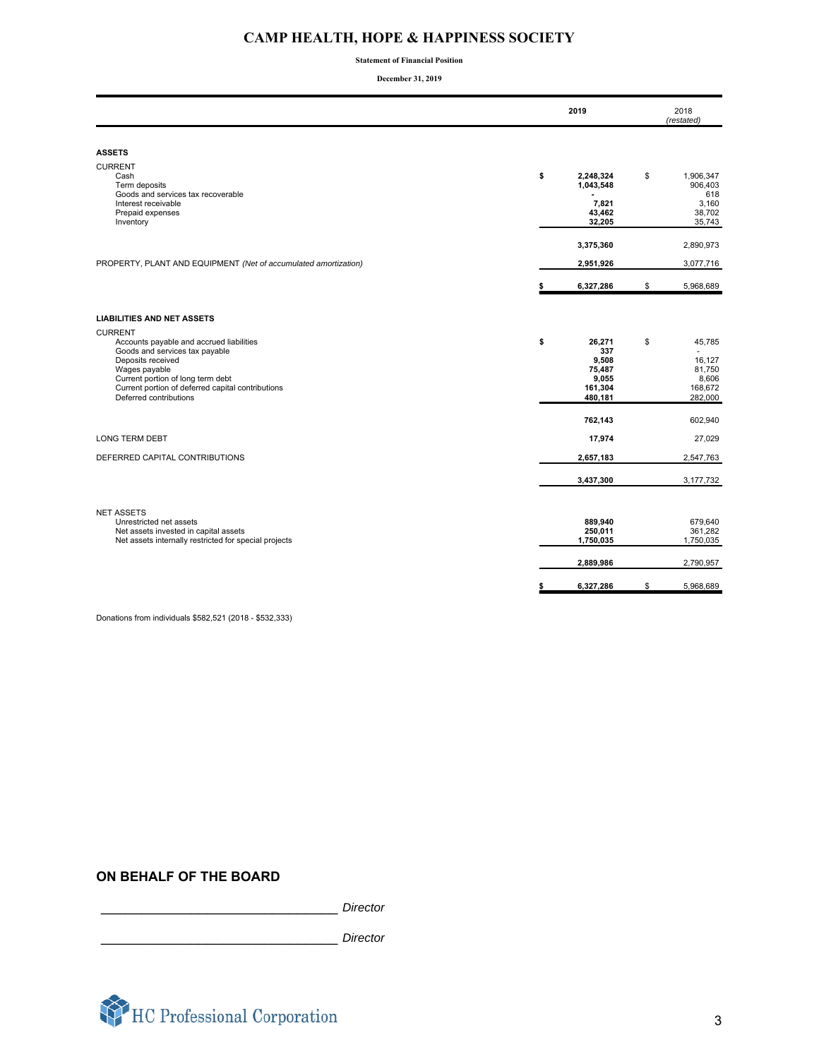# CAMP HEALTH, HOPE & HAPPINESS SOCIETY

**Statement of Financial Position**

**December 31, 2019**

| | 2019 | 2018 *(restated)* |
|---|---|---|
| **ASSETS** | | |
| CURRENT | | |
| Cash | **$ 2,248,324** | $ 1,906,347 |
| Term deposits | **1,043,548** | 906,403 |
| Goods and services tax recoverable | **-** | 618 |
| Interest receivable | **7,821** | 3,160 |
| Prepaid expenses | **43,462** | 38,702 |
| Inventory | **32,205** | 35,743 |
| | **3,375,360** | 2,890,973 |
| PROPERTY, PLANT AND EQUIPMENT *(Net of accumulated amortization)* | **2,951,926** | 3,077,716 |
| | **$ 6,327,286** | $ 5,968,689 |
| **LIABILITIES AND NET ASSETS** | | |
| CURRENT | | |
| Accounts payable and accrued liabilities | **$ 26,271** | $ 45,785 |
| Goods and services tax payable | **337** | - |
| Deposits received | **9,508** | 16,127 |
| Wages payable | **75,487** | 81,750 |
| Current portion of long term debt | **9,055** | 8,606 |
| Current portion of deferred capital contributions | **161,304** | 168,672 |
| Deferred contributions | **480,181** | 282,000 |
| | **762,143** | 602,940 |
| LONG TERM DEBT | **17,974** | 27,029 |
| DEFERRED CAPITAL CONTRIBUTIONS | **2,657,183** | 2,547,763 |
| | **3,437,300** | 3,177,732 |
| NET ASSETS | | |
| Unrestricted net assets | **889,940** | 679,640 |
| Net assets invested in capital assets | **250,011** | 361,282 |
| Net assets internally restricted for special projects | **1,750,035** | 1,750,035 |
| | **2,889,986** | 2,790,957 |
| | **$ 6,327,286** | $ 5,968,689 |

Donations from individuals $582,521 (2018 - $532,333)

**ON BEHALF OF THE BOARD**

_________________________________ *Director*

_________________________________ *Director*

HC Professional Corporation